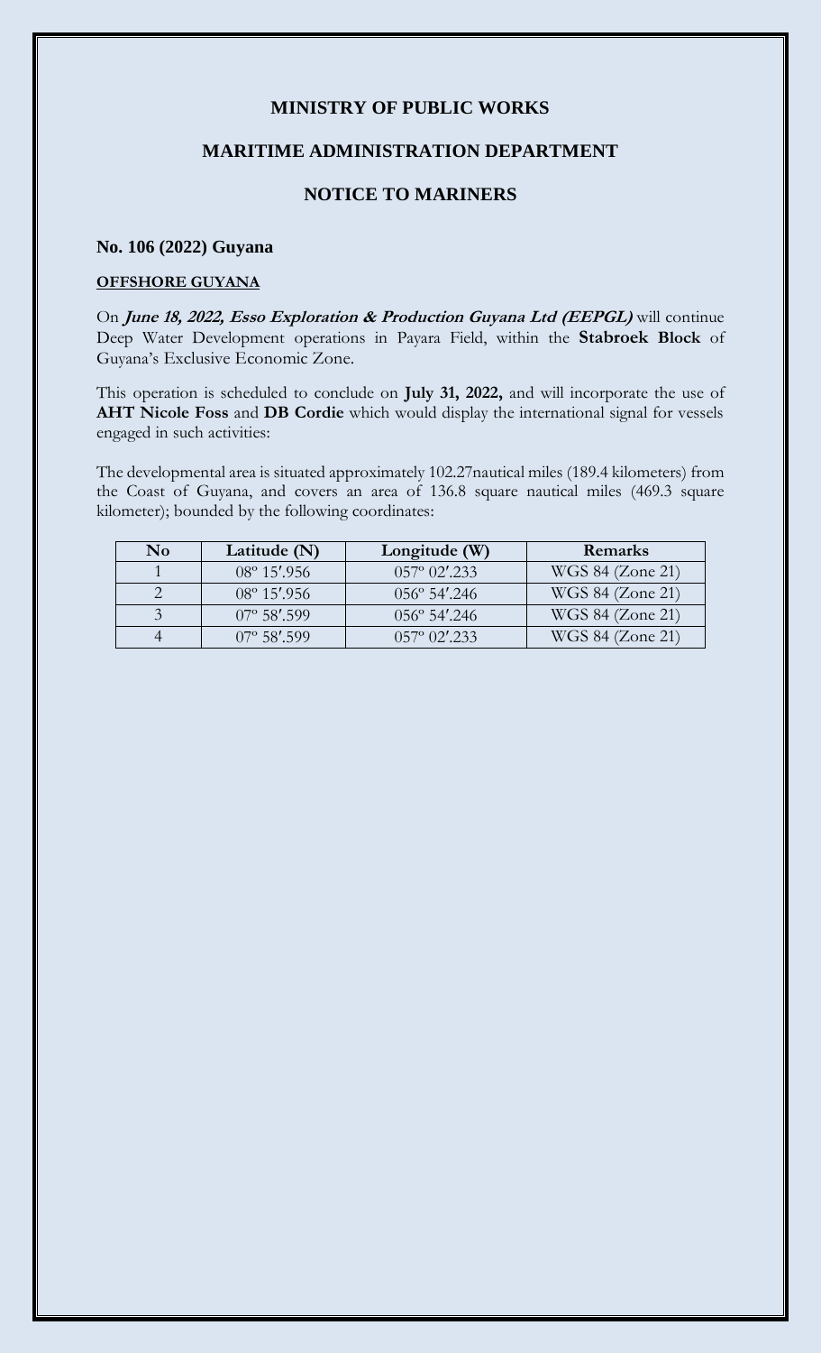# MINISTRY OF PUBLIC WORKS

## MARITIME ADMINISTRATION DEPARTMENT

## NOTICE TO MARINERS

### No. 106 (2022) Guyana

**OFFSHORE GUYANA**

On ***June 18, 2022, Esso Exploration & Production Guyana Ltd (EEPGL)*** will continue Deep Water Development operations in Payara Field, within the **Stabroek Block** of Guyana's Exclusive Economic Zone.

This operation is scheduled to conclude on **July 31, 2022,** and will incorporate the use of **AHT Nicole Foss** and **DB Cordie** which would display the international signal for vessels engaged in such activities:

The developmental area is situated approximately 102.27nautical miles (189.4 kilometers) from the Coast of Guyana, and covers an area of 136.8 square nautical miles (469.3 square kilometer); bounded by the following coordinates:

| No | Latitude (N) | Longitude (W) | Remarks |
|---|---|---|---|
| 1 | 08º 15′.956 | 057º 02′.233 | WGS 84 (Zone 21) |
| 2 | 08º 15′.956 | 056º 54′.246 | WGS 84 (Zone 21) |
| 3 | 07º 58′.599 | 056º 54′.246 | WGS 84 (Zone 21) |
| 4 | 07º 58′.599 | 057º 02′.233 | WGS 84 (Zone 21) |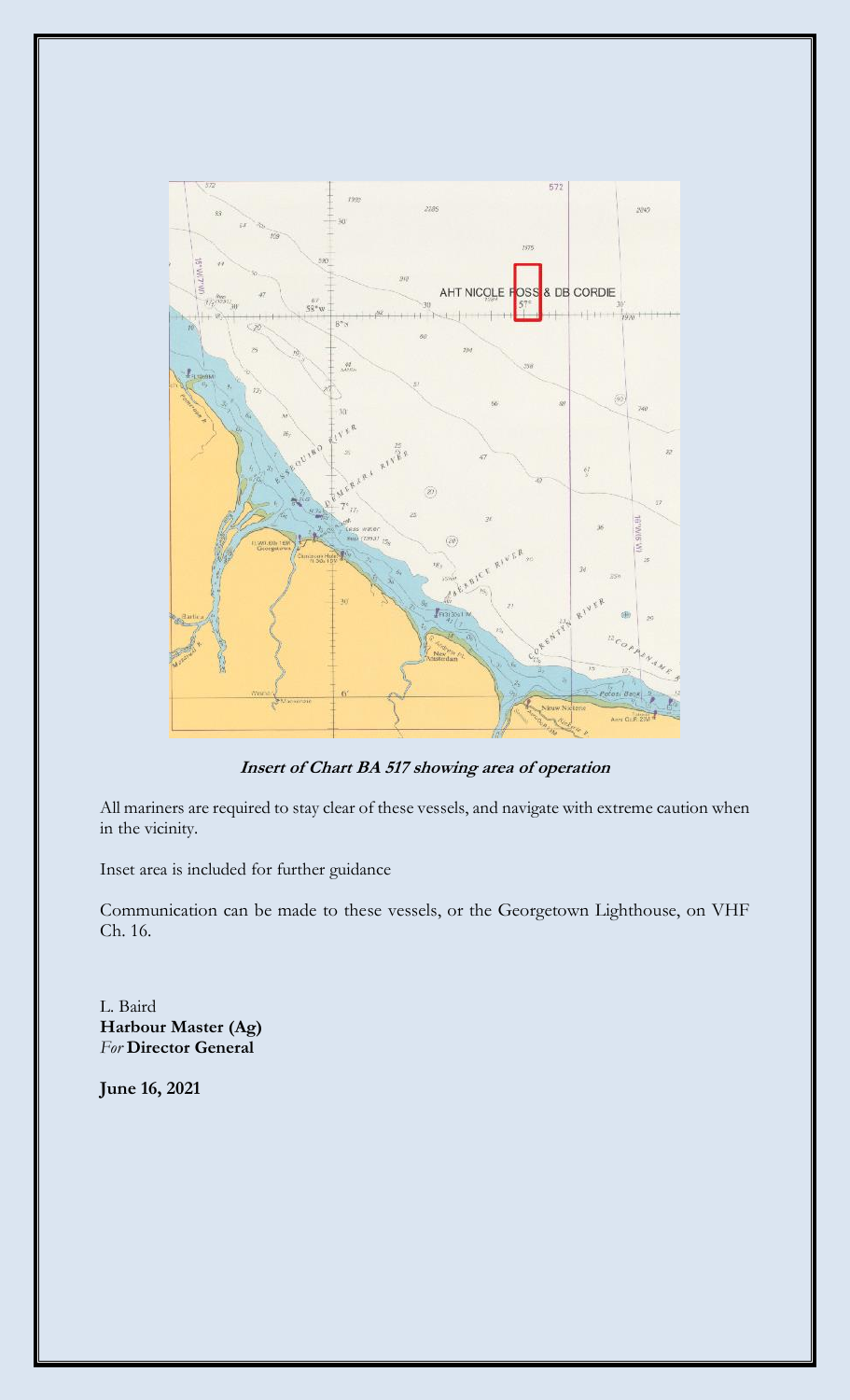**Insert of Chart BA 517 showing area of operation**

All mariners are required to stay clear of these vessels, and navigate with extreme caution when in the vicinity.

Inset area is included for further guidance

Communication can be made to these vessels, or the Georgetown Lighthouse, on VHF Ch. 16.

L. Baird
**Harbour Master (Ag)**
*For* **Director General**

**June 16, 2021**